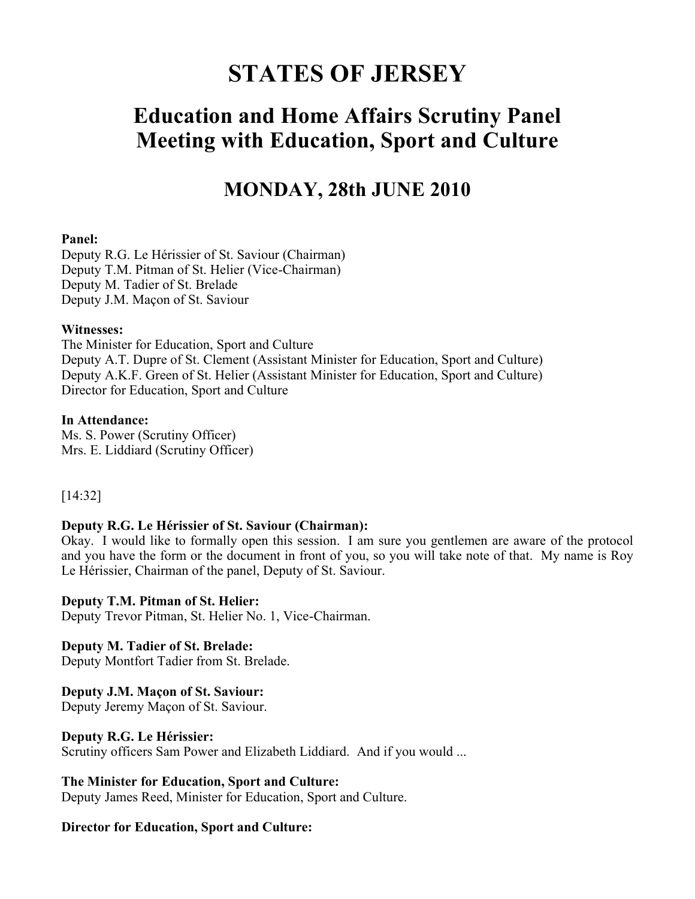# STATES OF JERSEY

## Education and Home Affairs Scrutiny Panel Meeting with Education, Sport and Culture

## MONDAY, 28th JUNE 2010

**Panel:**
Deputy R.G. Le Hérissier of St. Saviour (Chairman)
Deputy T.M. Pitman of St. Helier (Vice-Chairman)
Deputy M. Tadier of St. Brelade
Deputy J.M. Maçon of St. Saviour

**Witnesses:**
The Minister for Education, Sport and Culture
Deputy A.T. Dupre of St. Clement (Assistant Minister for Education, Sport and Culture)
Deputy A.K.F. Green of St. Helier (Assistant Minister for Education, Sport and Culture)
Director for Education, Sport and Culture

**In Attendance:**
Ms. S. Power (Scrutiny Officer)
Mrs. E. Liddiard (Scrutiny Officer)

[14:32]

**Deputy R.G. Le Hérissier of St. Saviour (Chairman):**
Okay. I would like to formally open this session. I am sure you gentlemen are aware of the protocol and you have the form or the document in front of you, so you will take note of that. My name is Roy Le Hérissier, Chairman of the panel, Deputy of St. Saviour.

**Deputy T.M. Pitman of St. Helier:**
Deputy Trevor Pitman, St. Helier No. 1, Vice-Chairman.

**Deputy M. Tadier of St. Brelade:**
Deputy Montfort Tadier from St. Brelade.

**Deputy J.M. Maçon of St. Saviour:**
Deputy Jeremy Maçon of St. Saviour.

**Deputy R.G. Le Hérissier:**
Scrutiny officers Sam Power and Elizabeth Liddiard. And if you would ...

**The Minister for Education, Sport and Culture:**
Deputy James Reed, Minister for Education, Sport and Culture.

**Director for Education, Sport and Culture:**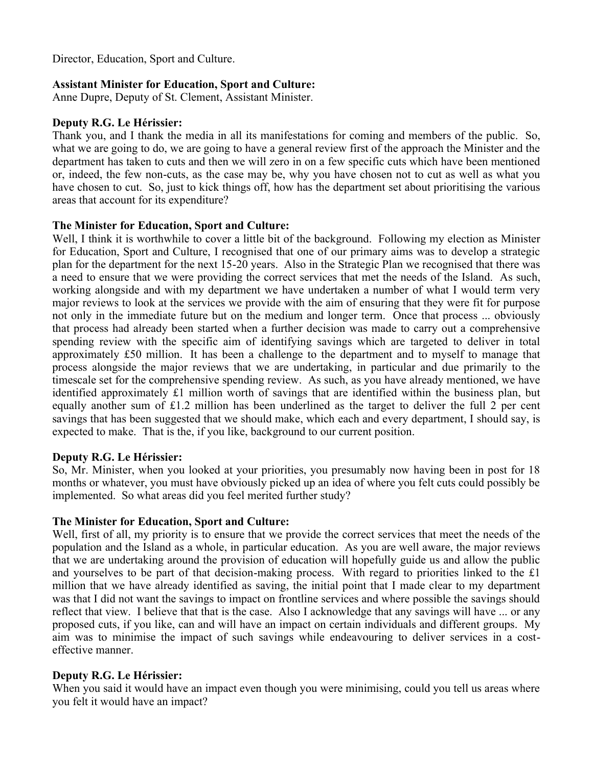Director, Education, Sport and Culture.

**Assistant Minister for Education, Sport and Culture:**
Anne Dupre, Deputy of St. Clement, Assistant Minister.

**Deputy R.G. Le Hérissier:**
Thank you, and I thank the media in all its manifestations for coming and members of the public. So, what we are going to do, we are going to have a general review first of the approach the Minister and the department has taken to cuts and then we will zero in on a few specific cuts which have been mentioned or, indeed, the few non-cuts, as the case may be, why you have chosen not to cut as well as what you have chosen to cut. So, just to kick things off, how has the department set about prioritising the various areas that account for its expenditure?

**The Minister for Education, Sport and Culture:**
Well, I think it is worthwhile to cover a little bit of the background. Following my election as Minister for Education, Sport and Culture, I recognised that one of our primary aims was to develop a strategic plan for the department for the next 15-20 years. Also in the Strategic Plan we recognised that there was a need to ensure that we were providing the correct services that met the needs of the Island. As such, working alongside and with my department we have undertaken a number of what I would term very major reviews to look at the services we provide with the aim of ensuring that they were fit for purpose not only in the immediate future but on the medium and longer term. Once that process ... obviously that process had already been started when a further decision was made to carry out a comprehensive spending review with the specific aim of identifying savings which are targeted to deliver in total approximately £50 million. It has been a challenge to the department and to myself to manage that process alongside the major reviews that we are undertaking, in particular and due primarily to the timescale set for the comprehensive spending review. As such, as you have already mentioned, we have identified approximately £1 million worth of savings that are identified within the business plan, but equally another sum of £1.2 million has been underlined as the target to deliver the full 2 per cent savings that has been suggested that we should make, which each and every department, I should say, is expected to make. That is the, if you like, background to our current position.

**Deputy R.G. Le Hérissier:**
So, Mr. Minister, when you looked at your priorities, you presumably now having been in post for 18 months or whatever, you must have obviously picked up an idea of where you felt cuts could possibly be implemented. So what areas did you feel merited further study?

**The Minister for Education, Sport and Culture:**
Well, first of all, my priority is to ensure that we provide the correct services that meet the needs of the population and the Island as a whole, in particular education. As you are well aware, the major reviews that we are undertaking around the provision of education will hopefully guide us and allow the public and yourselves to be part of that decision-making process. With regard to priorities linked to the £1 million that we have already identified as saving, the initial point that I made clear to my department was that I did not want the savings to impact on frontline services and where possible the savings should reflect that view. I believe that that is the case. Also I acknowledge that any savings will have ... or any proposed cuts, if you like, can and will have an impact on certain individuals and different groups. My aim was to minimise the impact of such savings while endeavouring to deliver services in a cost-effective manner.

**Deputy R.G. Le Hérissier:**
When you said it would have an impact even though you were minimising, could you tell us areas where you felt it would have an impact?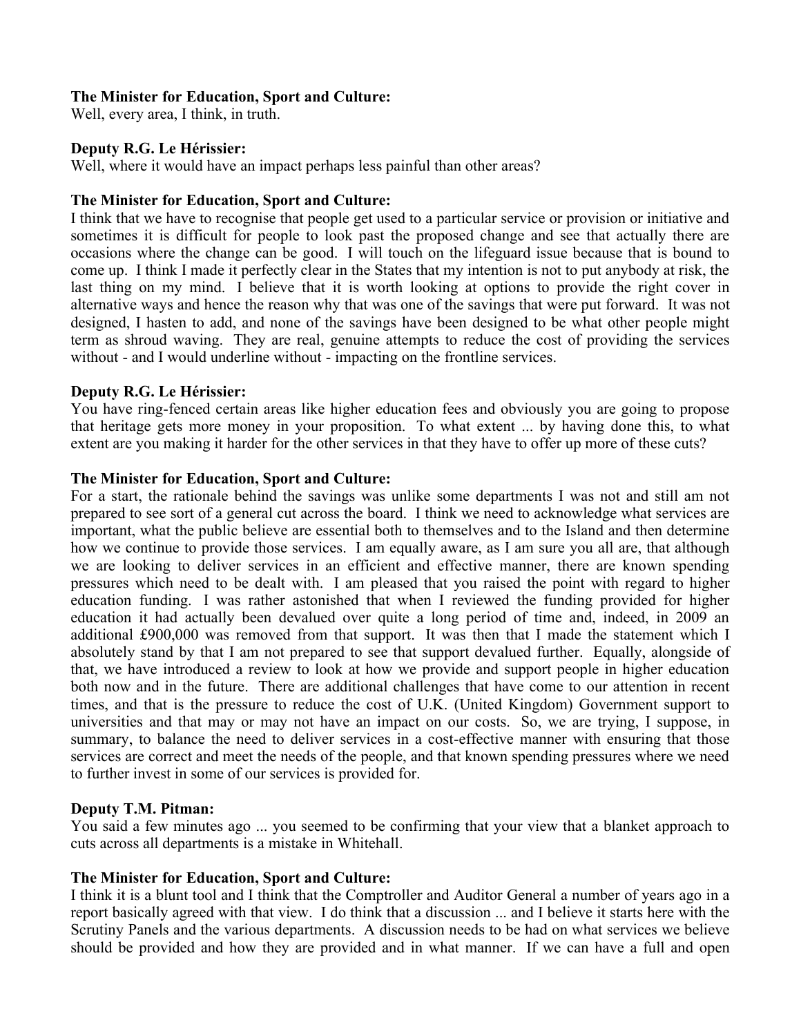**The Minister for Education, Sport and Culture:**
Well, every area, I think, in truth.

**Deputy R.G. Le Hérissier:**
Well, where it would have an impact perhaps less painful than other areas?

**The Minister for Education, Sport and Culture:**
I think that we have to recognise that people get used to a particular service or provision or initiative and sometimes it is difficult for people to look past the proposed change and see that actually there are occasions where the change can be good. I will touch on the lifeguard issue because that is bound to come up. I think I made it perfectly clear in the States that my intention is not to put anybody at risk, the last thing on my mind. I believe that it is worth looking at options to provide the right cover in alternative ways and hence the reason why that was one of the savings that were put forward. It was not designed, I hasten to add, and none of the savings have been designed to be what other people might term as shroud waving. They are real, genuine attempts to reduce the cost of providing the services without - and I would underline without - impacting on the frontline services.

**Deputy R.G. Le Hérissier:**
You have ring-fenced certain areas like higher education fees and obviously you are going to propose that heritage gets more money in your proposition. To what extent ... by having done this, to what extent are you making it harder for the other services in that they have to offer up more of these cuts?

**The Minister for Education, Sport and Culture:**
For a start, the rationale behind the savings was unlike some departments I was not and still am not prepared to see sort of a general cut across the board. I think we need to acknowledge what services are important, what the public believe are essential both to themselves and to the Island and then determine how we continue to provide those services. I am equally aware, as I am sure you all are, that although we are looking to deliver services in an efficient and effective manner, there are known spending pressures which need to be dealt with. I am pleased that you raised the point with regard to higher education funding. I was rather astonished that when I reviewed the funding provided for higher education it had actually been devalued over quite a long period of time and, indeed, in 2009 an additional £900,000 was removed from that support. It was then that I made the statement which I absolutely stand by that I am not prepared to see that support devalued further. Equally, alongside of that, we have introduced a review to look at how we provide and support people in higher education both now and in the future. There are additional challenges that have come to our attention in recent times, and that is the pressure to reduce the cost of U.K. (United Kingdom) Government support to universities and that may or may not have an impact on our costs. So, we are trying, I suppose, in summary, to balance the need to deliver services in a cost-effective manner with ensuring that those services are correct and meet the needs of the people, and that known spending pressures where we need to further invest in some of our services is provided for.

**Deputy T.M. Pitman:**
You said a few minutes ago ... you seemed to be confirming that your view that a blanket approach to cuts across all departments is a mistake in Whitehall.

**The Minister for Education, Sport and Culture:**
I think it is a blunt tool and I think that the Comptroller and Auditor General a number of years ago in a report basically agreed with that view. I do think that a discussion ... and I believe it starts here with the Scrutiny Panels and the various departments. A discussion needs to be had on what services we believe should be provided and how they are provided and in what manner. If we can have a full and open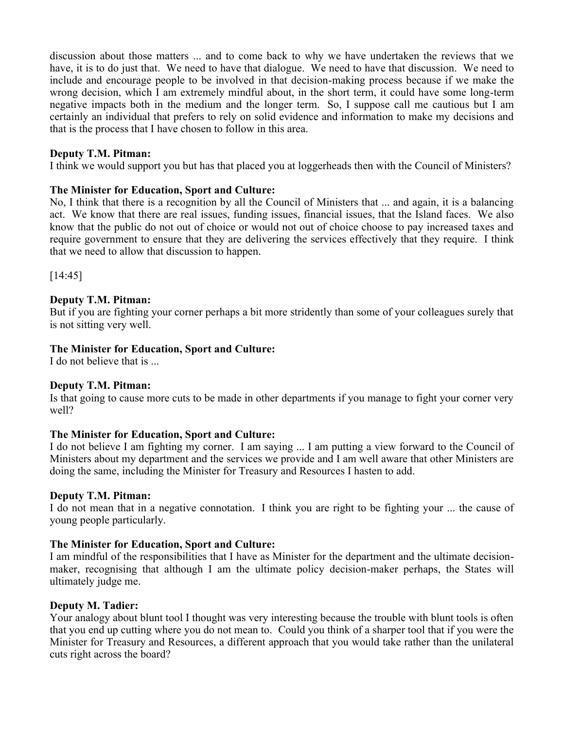discussion about those matters ... and to come back to why we have undertaken the reviews that we have, it is to do just that. We need to have that dialogue. We need to have that discussion. We need to include and encourage people to be involved in that decision-making process because if we make the wrong decision, which I am extremely mindful about, in the short term, it could have some long-term negative impacts both in the medium and the longer term. So, I suppose call me cautious but I am certainly an individual that prefers to rely on solid evidence and information to make my decisions and that is the process that I have chosen to follow in this area.

**Deputy T.M. Pitman:**
I think we would support you but has that placed you at loggerheads then with the Council of Ministers?

**The Minister for Education, Sport and Culture:**
No, I think that there is a recognition by all the Council of Ministers that ... and again, it is a balancing act. We know that there are real issues, funding issues, financial issues, that the Island faces. We also know that the public do not out of choice or would not out of choice choose to pay increased taxes and require government to ensure that they are delivering the services effectively that they require. I think that we need to allow that discussion to happen.

[14:45]

**Deputy T.M. Pitman:**
But if you are fighting your corner perhaps a bit more stridently than some of your colleagues surely that is not sitting very well.

**The Minister for Education, Sport and Culture:**
I do not believe that is ...

**Deputy T.M. Pitman:**
Is that going to cause more cuts to be made in other departments if you manage to fight your corner very well?

**The Minister for Education, Sport and Culture:**
I do not believe I am fighting my corner. I am saying ... I am putting a view forward to the Council of Ministers about my department and the services we provide and I am well aware that other Ministers are doing the same, including the Minister for Treasury and Resources I hasten to add.

**Deputy T.M. Pitman:**
I do not mean that in a negative connotation. I think you are right to be fighting your ... the cause of young people particularly.

**The Minister for Education, Sport and Culture:**
I am mindful of the responsibilities that I have as Minister for the department and the ultimate decision-maker, recognising that although I am the ultimate policy decision-maker perhaps, the States will ultimately judge me.

**Deputy M. Tadier:**
Your analogy about blunt tool I thought was very interesting because the trouble with blunt tools is often that you end up cutting where you do not mean to. Could you think of a sharper tool that if you were the Minister for Treasury and Resources, a different approach that you would take rather than the unilateral cuts right across the board?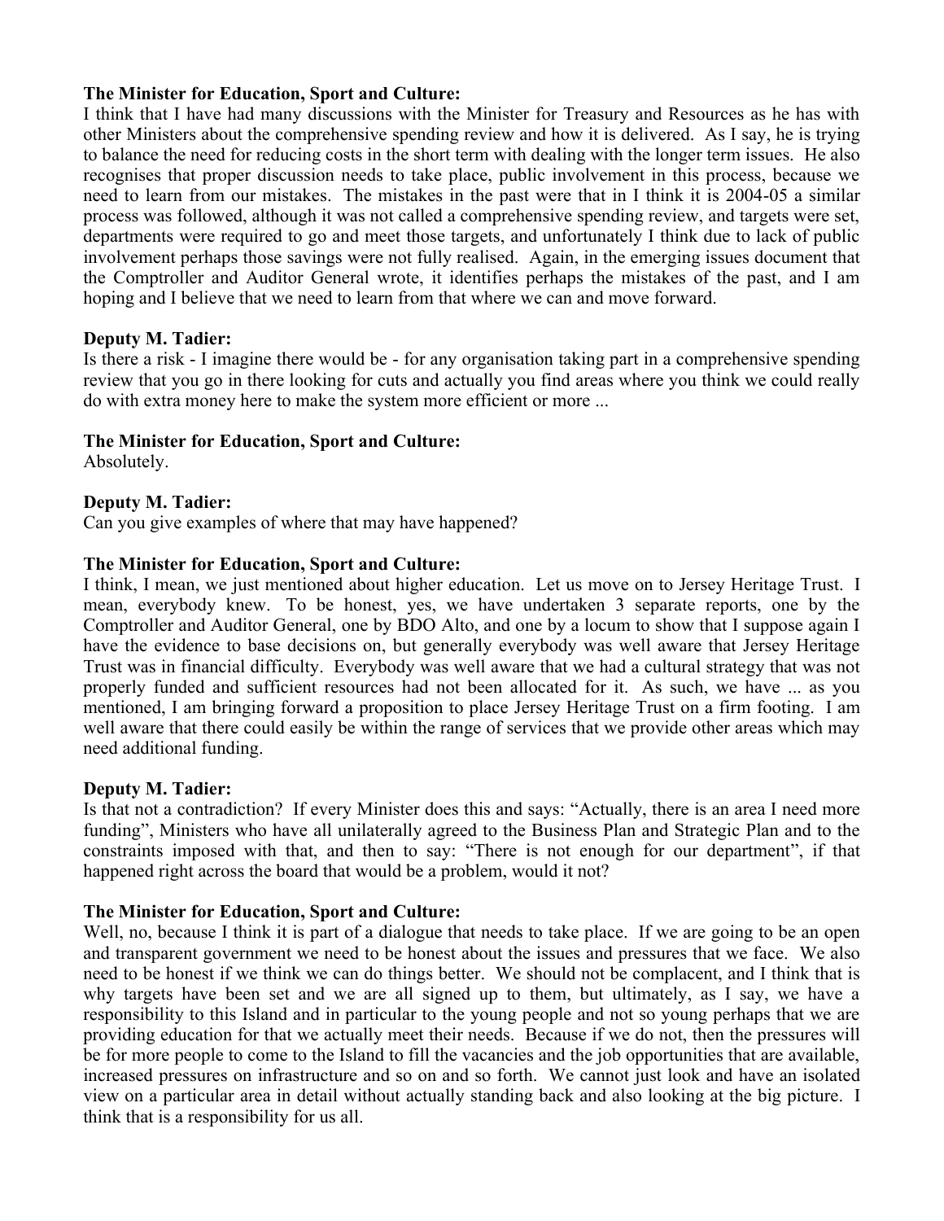**The Minister for Education, Sport and Culture:**

I think that I have had many discussions with the Minister for Treasury and Resources as he has with other Ministers about the comprehensive spending review and how it is delivered. As I say, he is trying to balance the need for reducing costs in the short term with dealing with the longer term issues. He also recognises that proper discussion needs to take place, public involvement in this process, because we need to learn from our mistakes. The mistakes in the past were that in I think it is 2004-05 a similar process was followed, although it was not called a comprehensive spending review, and targets were set, departments were required to go and meet those targets, and unfortunately I think due to lack of public involvement perhaps those savings were not fully realised. Again, in the emerging issues document that the Comptroller and Auditor General wrote, it identifies perhaps the mistakes of the past, and I am hoping and I believe that we need to learn from that where we can and move forward.

**Deputy M. Tadier:**

Is there a risk - I imagine there would be - for any organisation taking part in a comprehensive spending review that you go in there looking for cuts and actually you find areas where you think we could really do with extra money here to make the system more efficient or more ...

**The Minister for Education, Sport and Culture:**

Absolutely.

**Deputy M. Tadier:**

Can you give examples of where that may have happened?

**The Minister for Education, Sport and Culture:**

I think, I mean, we just mentioned about higher education. Let us move on to Jersey Heritage Trust. I mean, everybody knew. To be honest, yes, we have undertaken 3 separate reports, one by the Comptroller and Auditor General, one by BDO Alto, and one by a locum to show that I suppose again I have the evidence to base decisions on, but generally everybody was well aware that Jersey Heritage Trust was in financial difficulty. Everybody was well aware that we had a cultural strategy that was not properly funded and sufficient resources had not been allocated for it. As such, we have ... as you mentioned, I am bringing forward a proposition to place Jersey Heritage Trust on a firm footing. I am well aware that there could easily be within the range of services that we provide other areas which may need additional funding.

**Deputy M. Tadier:**

Is that not a contradiction? If every Minister does this and says: "Actually, there is an area I need more funding", Ministers who have all unilaterally agreed to the Business Plan and Strategic Plan and to the constraints imposed with that, and then to say: "There is not enough for our department", if that happened right across the board that would be a problem, would it not?

**The Minister for Education, Sport and Culture:**

Well, no, because I think it is part of a dialogue that needs to take place. If we are going to be an open and transparent government we need to be honest about the issues and pressures that we face. We also need to be honest if we think we can do things better. We should not be complacent, and I think that is why targets have been set and we are all signed up to them, but ultimately, as I say, we have a responsibility to this Island and in particular to the young people and not so young perhaps that we are providing education for that we actually meet their needs. Because if we do not, then the pressures will be for more people to come to the Island to fill the vacancies and the job opportunities that are available, increased pressures on infrastructure and so on and so forth. We cannot just look and have an isolated view on a particular area in detail without actually standing back and also looking at the big picture. I think that is a responsibility for us all.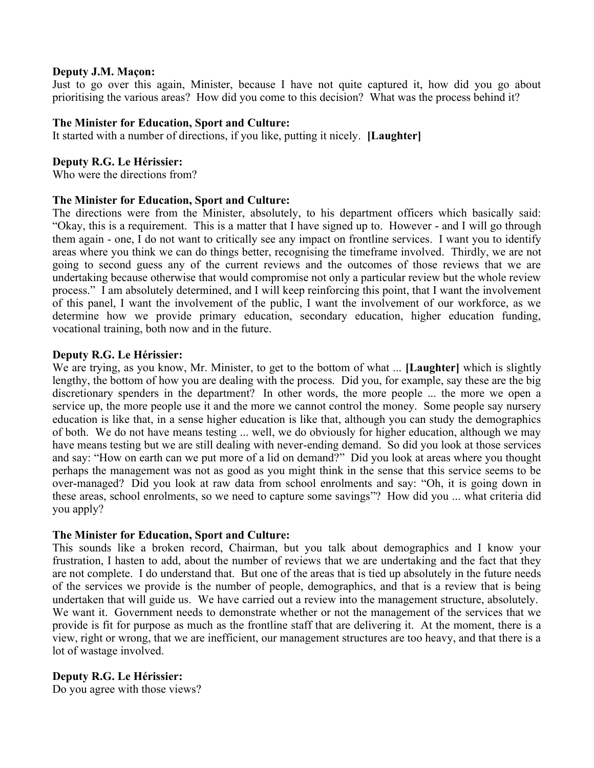**Deputy J.M. Maçon:**
Just to go over this again, Minister, because I have not quite captured it, how did you go about prioritising the various areas? How did you come to this decision? What was the process behind it?

**The Minister for Education, Sport and Culture:**
It started with a number of directions, if you like, putting it nicely. **[Laughter]**

**Deputy R.G. Le Hérissier:**
Who were the directions from?

**The Minister for Education, Sport and Culture:**
The directions were from the Minister, absolutely, to his department officers which basically said: "Okay, this is a requirement. This is a matter that I have signed up to. However - and I will go through them again - one, I do not want to critically see any impact on frontline services. I want you to identify areas where you think we can do things better, recognising the timeframe involved. Thirdly, we are not going to second guess any of the current reviews and the outcomes of those reviews that we are undertaking because otherwise that would compromise not only a particular review but the whole review process." I am absolutely determined, and I will keep reinforcing this point, that I want the involvement of this panel, I want the involvement of the public, I want the involvement of our workforce, as we determine how we provide primary education, secondary education, higher education funding, vocational training, both now and in the future.

**Deputy R.G. Le Hérissier:**
We are trying, as you know, Mr. Minister, to get to the bottom of what ... **[Laughter]** which is slightly lengthy, the bottom of how you are dealing with the process. Did you, for example, say these are the big discretionary spenders in the department? In other words, the more people ... the more we open a service up, the more people use it and the more we cannot control the money. Some people say nursery education is like that, in a sense higher education is like that, although you can study the demographics of both. We do not have means testing ... well, we do obviously for higher education, although we may have means testing but we are still dealing with never-ending demand. So did you look at those services and say: "How on earth can we put more of a lid on demand?" Did you look at areas where you thought perhaps the management was not as good as you might think in the sense that this service seems to be over-managed? Did you look at raw data from school enrolments and say: "Oh, it is going down in these areas, school enrolments, so we need to capture some savings"? How did you ... what criteria did you apply?

**The Minister for Education, Sport and Culture:**
This sounds like a broken record, Chairman, but you talk about demographics and I know your frustration, I hasten to add, about the number of reviews that we are undertaking and the fact that they are not complete. I do understand that. But one of the areas that is tied up absolutely in the future needs of the services we provide is the number of people, demographics, and that is a review that is being undertaken that will guide us. We have carried out a review into the management structure, absolutely. We want it. Government needs to demonstrate whether or not the management of the services that we provide is fit for purpose as much as the frontline staff that are delivering it. At the moment, there is a view, right or wrong, that we are inefficient, our management structures are too heavy, and that there is a lot of wastage involved.

**Deputy R.G. Le Hérissier:**
Do you agree with those views?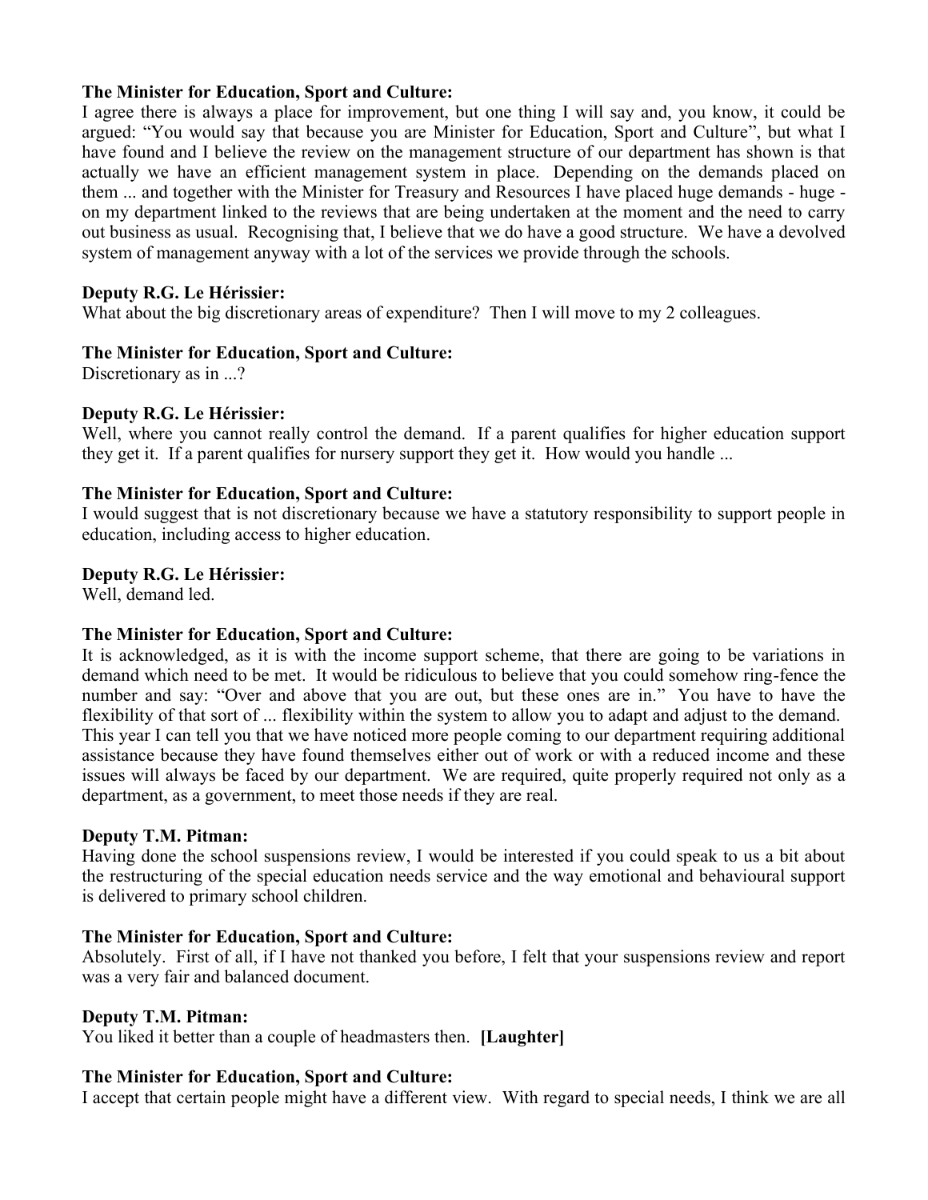**The Minister for Education, Sport and Culture:**
I agree there is always a place for improvement, but one thing I will say and, you know, it could be argued: "You would say that because you are Minister for Education, Sport and Culture", but what I have found and I believe the review on the management structure of our department has shown is that actually we have an efficient management system in place. Depending on the demands placed on them ... and together with the Minister for Treasury and Resources I have placed huge demands - huge - on my department linked to the reviews that are being undertaken at the moment and the need to carry out business as usual. Recognising that, I believe that we do have a good structure. We have a devolved system of management anyway with a lot of the services we provide through the schools.

**Deputy R.G. Le Hérissier:**
What about the big discretionary areas of expenditure? Then I will move to my 2 colleagues.

**The Minister for Education, Sport and Culture:**
Discretionary as in ...?

**Deputy R.G. Le Hérissier:**
Well, where you cannot really control the demand. If a parent qualifies for higher education support they get it. If a parent qualifies for nursery support they get it. How would you handle ...

**The Minister for Education, Sport and Culture:**
I would suggest that is not discretionary because we have a statutory responsibility to support people in education, including access to higher education.

**Deputy R.G. Le Hérissier:**
Well, demand led.

**The Minister for Education, Sport and Culture:**
It is acknowledged, as it is with the income support scheme, that there are going to be variations in demand which need to be met. It would be ridiculous to believe that you could somehow ring-fence the number and say: "Over and above that you are out, but these ones are in." You have to have the flexibility of that sort of ... flexibility within the system to allow you to adapt and adjust to the demand. This year I can tell you that we have noticed more people coming to our department requiring additional assistance because they have found themselves either out of work or with a reduced income and these issues will always be faced by our department. We are required, quite properly required not only as a department, as a government, to meet those needs if they are real.

**Deputy T.M. Pitman:**
Having done the school suspensions review, I would be interested if you could speak to us a bit about the restructuring of the special education needs service and the way emotional and behavioural support is delivered to primary school children.

**The Minister for Education, Sport and Culture:**
Absolutely. First of all, if I have not thanked you before, I felt that your suspensions review and report was a very fair and balanced document.

**Deputy T.M. Pitman:**
You liked it better than a couple of headmasters then. **[Laughter]**

**The Minister for Education, Sport and Culture:**
I accept that certain people might have a different view. With regard to special needs, I think we are all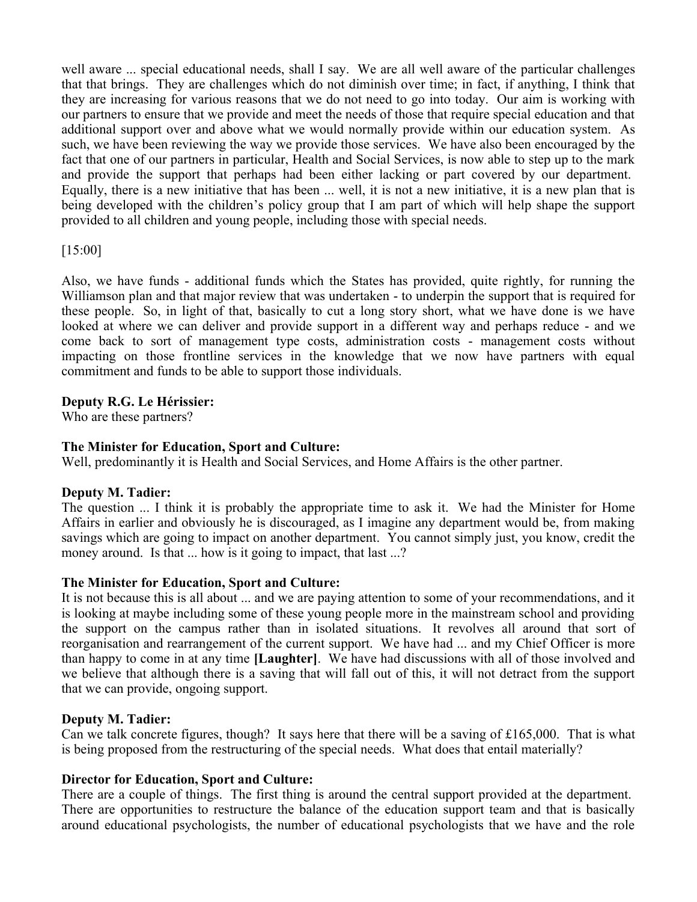well aware ... special educational needs, shall I say. We are all well aware of the particular challenges that that brings. They are challenges which do not diminish over time; in fact, if anything, I think that they are increasing for various reasons that we do not need to go into today. Our aim is working with our partners to ensure that we provide and meet the needs of those that require special education and that additional support over and above what we would normally provide within our education system. As such, we have been reviewing the way we provide those services. We have also been encouraged by the fact that one of our partners in particular, Health and Social Services, is now able to step up to the mark and provide the support that perhaps had been either lacking or part covered by our department. Equally, there is a new initiative that has been ... well, it is not a new initiative, it is a new plan that is being developed with the children's policy group that I am part of which will help shape the support provided to all children and young people, including those with special needs.

[15:00]

Also, we have funds - additional funds which the States has provided, quite rightly, for running the Williamson plan and that major review that was undertaken - to underpin the support that is required for these people. So, in light of that, basically to cut a long story short, what we have done is we have looked at where we can deliver and provide support in a different way and perhaps reduce - and we come back to sort of management type costs, administration costs - management costs without impacting on those frontline services in the knowledge that we now have partners with equal commitment and funds to be able to support those individuals.

**Deputy R.G. Le Hérissier:**
Who are these partners?

**The Minister for Education, Sport and Culture:**
Well, predominantly it is Health and Social Services, and Home Affairs is the other partner.

**Deputy M. Tadier:**
The question ... I think it is probably the appropriate time to ask it. We had the Minister for Home Affairs in earlier and obviously he is discouraged, as I imagine any department would be, from making savings which are going to impact on another department. You cannot simply just, you know, credit the money around. Is that ... how is it going to impact, that last ...?

**The Minister for Education, Sport and Culture:**
It is not because this is all about ... and we are paying attention to some of your recommendations, and it is looking at maybe including some of these young people more in the mainstream school and providing the support on the campus rather than in isolated situations. It revolves all around that sort of reorganisation and rearrangement of the current support. We have had ... and my Chief Officer is more than happy to come in at any time **[Laughter]**. We have had discussions with all of those involved and we believe that although there is a saving that will fall out of this, it will not detract from the support that we can provide, ongoing support.

**Deputy M. Tadier:**
Can we talk concrete figures, though? It says here that there will be a saving of £165,000. That is what is being proposed from the restructuring of the special needs. What does that entail materially?

**Director for Education, Sport and Culture:**
There are a couple of things. The first thing is around the central support provided at the department. There are opportunities to restructure the balance of the education support team and that is basically around educational psychologists, the number of educational psychologists that we have and the role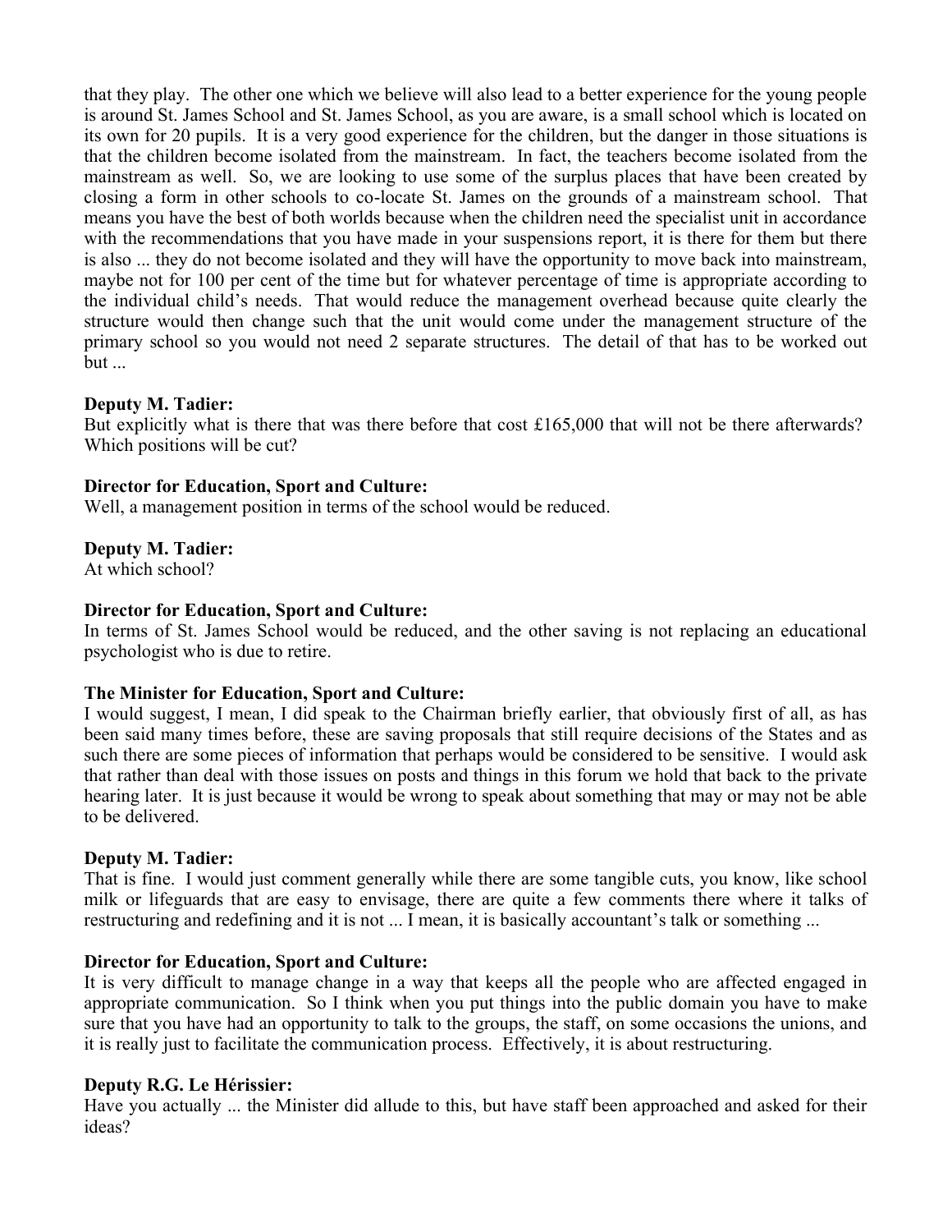that they play. The other one which we believe will also lead to a better experience for the young people is around St. James School and St. James School, as you are aware, is a small school which is located on its own for 20 pupils. It is a very good experience for the children, but the danger in those situations is that the children become isolated from the mainstream. In fact, the teachers become isolated from the mainstream as well. So, we are looking to use some of the surplus places that have been created by closing a form in other schools to co-locate St. James on the grounds of a mainstream school. That means you have the best of both worlds because when the children need the specialist unit in accordance with the recommendations that you have made in your suspensions report, it is there for them but there is also ... they do not become isolated and they will have the opportunity to move back into mainstream, maybe not for 100 per cent of the time but for whatever percentage of time is appropriate according to the individual child's needs. That would reduce the management overhead because quite clearly the structure would then change such that the unit would come under the management structure of the primary school so you would not need 2 separate structures. The detail of that has to be worked out but ...

**Deputy M. Tadier:**
But explicitly what is there that was there before that cost £165,000 that will not be there afterwards? Which positions will be cut?

**Director for Education, Sport and Culture:**
Well, a management position in terms of the school would be reduced.

**Deputy M. Tadier:**
At which school?

**Director for Education, Sport and Culture:**
In terms of St. James School would be reduced, and the other saving is not replacing an educational psychologist who is due to retire.

**The Minister for Education, Sport and Culture:**
I would suggest, I mean, I did speak to the Chairman briefly earlier, that obviously first of all, as has been said many times before, these are saving proposals that still require decisions of the States and as such there are some pieces of information that perhaps would be considered to be sensitive. I would ask that rather than deal with those issues on posts and things in this forum we hold that back to the private hearing later. It is just because it would be wrong to speak about something that may or may not be able to be delivered.

**Deputy M. Tadier:**
That is fine. I would just comment generally while there are some tangible cuts, you know, like school milk or lifeguards that are easy to envisage, there are quite a few comments there where it talks of restructuring and redefining and it is not ... I mean, it is basically accountant's talk or something ...

**Director for Education, Sport and Culture:**
It is very difficult to manage change in a way that keeps all the people who are affected engaged in appropriate communication. So I think when you put things into the public domain you have to make sure that you have had an opportunity to talk to the groups, the staff, on some occasions the unions, and it is really just to facilitate the communication process. Effectively, it is about restructuring.

**Deputy R.G. Le Hérissier:**
Have you actually ... the Minister did allude to this, but have staff been approached and asked for their ideas?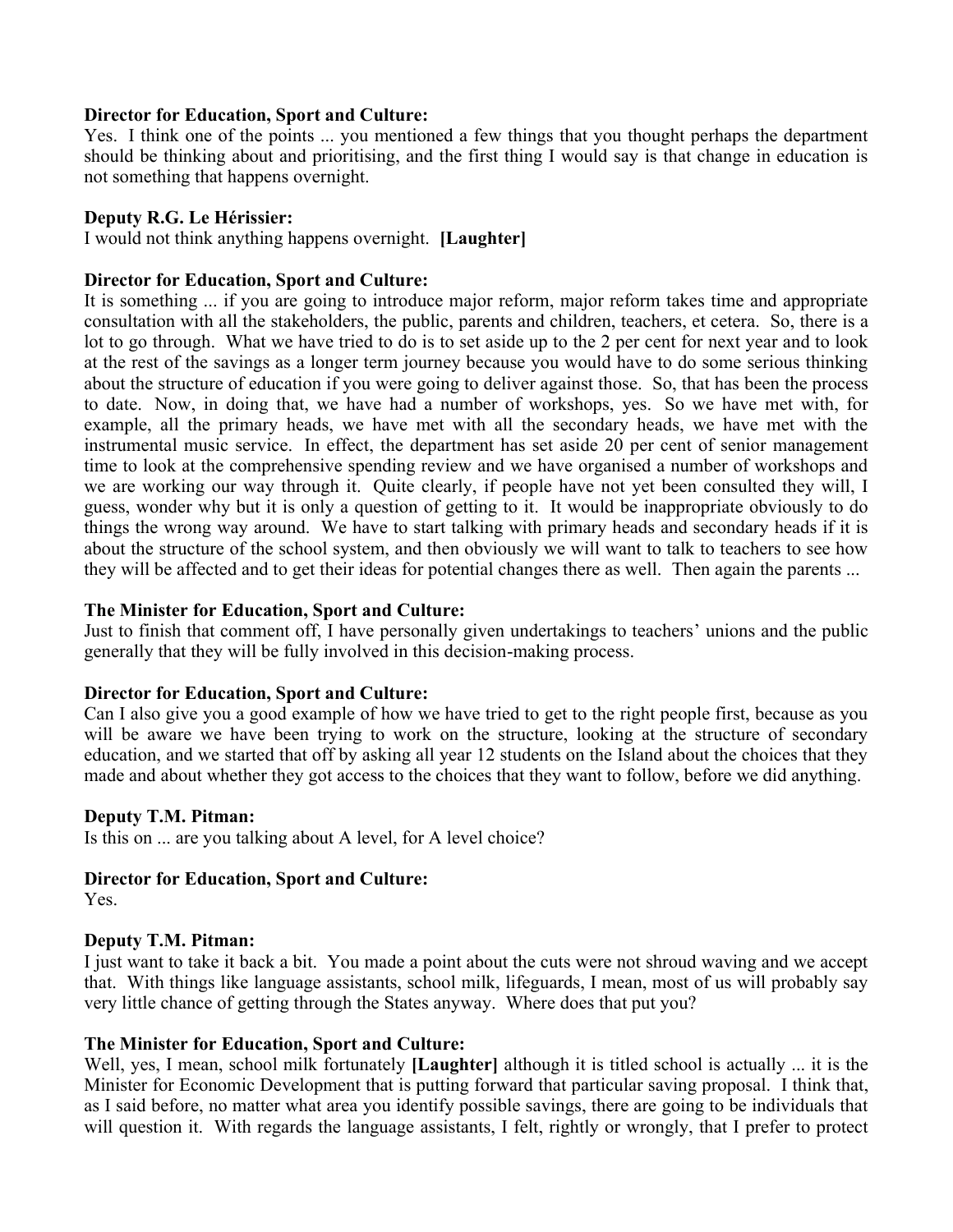**Director for Education, Sport and Culture:**
Yes. I think one of the points ... you mentioned a few things that you thought perhaps the department should be thinking about and prioritising, and the first thing I would say is that change in education is not something that happens overnight.

**Deputy R.G. Le Hérissier:**
I would not think anything happens overnight. **[Laughter]**

**Director for Education, Sport and Culture:**
It is something ... if you are going to introduce major reform, major reform takes time and appropriate consultation with all the stakeholders, the public, parents and children, teachers, et cetera. So, there is a lot to go through. What we have tried to do is to set aside up to the 2 per cent for next year and to look at the rest of the savings as a longer term journey because you would have to do some serious thinking about the structure of education if you were going to deliver against those. So, that has been the process to date. Now, in doing that, we have had a number of workshops, yes. So we have met with, for example, all the primary heads, we have met with all the secondary heads, we have met with the instrumental music service. In effect, the department has set aside 20 per cent of senior management time to look at the comprehensive spending review and we have organised a number of workshops and we are working our way through it. Quite clearly, if people have not yet been consulted they will, I guess, wonder why but it is only a question of getting to it. It would be inappropriate obviously to do things the wrong way around. We have to start talking with primary heads and secondary heads if it is about the structure of the school system, and then obviously we will want to talk to teachers to see how they will be affected and to get their ideas for potential changes there as well. Then again the parents ...

**The Minister for Education, Sport and Culture:**
Just to finish that comment off, I have personally given undertakings to teachers' unions and the public generally that they will be fully involved in this decision-making process.

**Director for Education, Sport and Culture:**
Can I also give you a good example of how we have tried to get to the right people first, because as you will be aware we have been trying to work on the structure, looking at the structure of secondary education, and we started that off by asking all year 12 students on the Island about the choices that they made and about whether they got access to the choices that they want to follow, before we did anything.

**Deputy T.M. Pitman:**
Is this on ... are you talking about A level, for A level choice?

**Director for Education, Sport and Culture:**
Yes.

**Deputy T.M. Pitman:**
I just want to take it back a bit. You made a point about the cuts were not shroud waving and we accept that. With things like language assistants, school milk, lifeguards, I mean, most of us will probably say very little chance of getting through the States anyway. Where does that put you?

**The Minister for Education, Sport and Culture:**
Well, yes, I mean, school milk fortunately **[Laughter]** although it is titled school is actually ... it is the Minister for Economic Development that is putting forward that particular saving proposal. I think that, as I said before, no matter what area you identify possible savings, there are going to be individuals that will question it. With regards the language assistants, I felt, rightly or wrongly, that I prefer to protect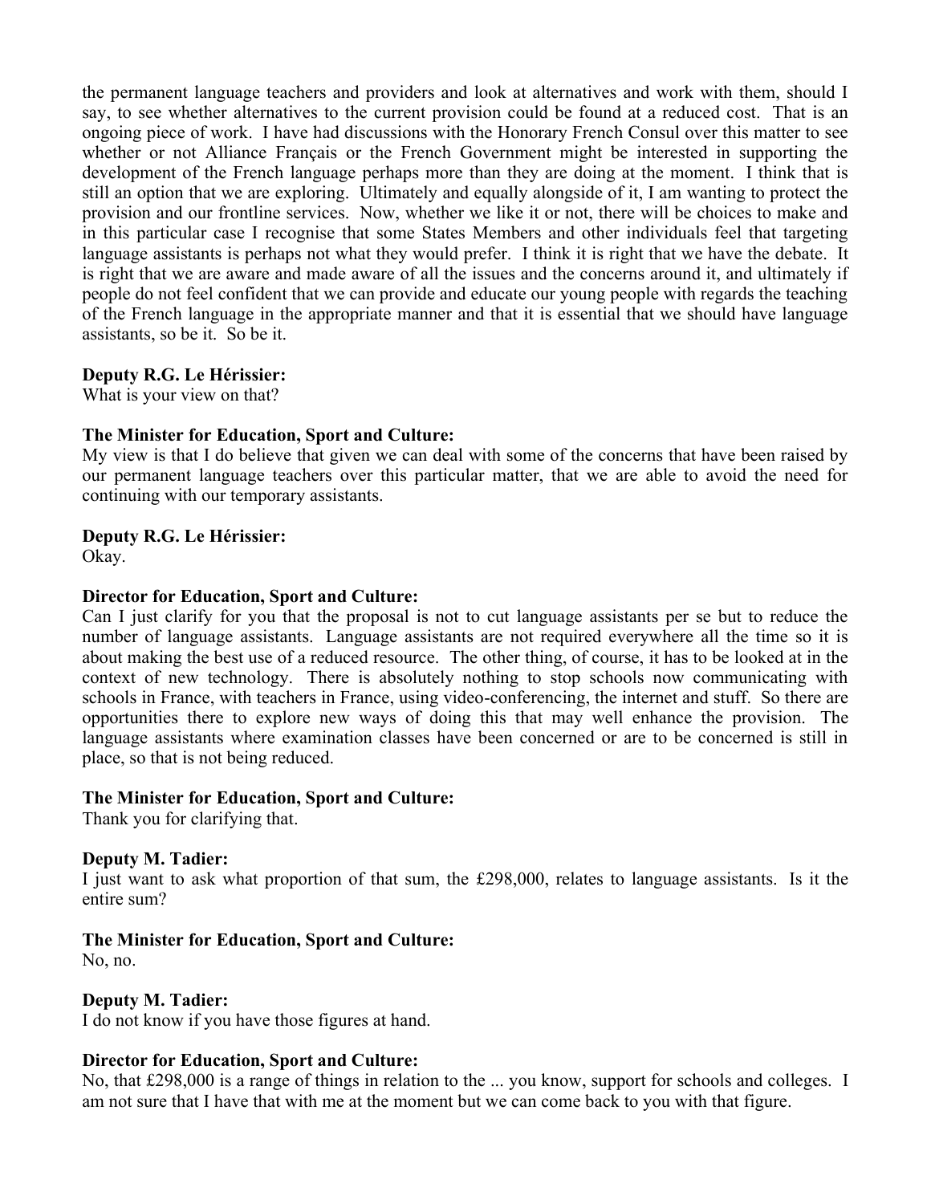the permanent language teachers and providers and look at alternatives and work with them, should I say, to see whether alternatives to the current provision could be found at a reduced cost. That is an ongoing piece of work. I have had discussions with the Honorary French Consul over this matter to see whether or not Alliance Français or the French Government might be interested in supporting the development of the French language perhaps more than they are doing at the moment. I think that is still an option that we are exploring. Ultimately and equally alongside of it, I am wanting to protect the provision and our frontline services. Now, whether we like it or not, there will be choices to make and in this particular case I recognise that some States Members and other individuals feel that targeting language assistants is perhaps not what they would prefer. I think it is right that we have the debate. It is right that we are aware and made aware of all the issues and the concerns around it, and ultimately if people do not feel confident that we can provide and educate our young people with regards the teaching of the French language in the appropriate manner and that it is essential that we should have language assistants, so be it. So be it.

**Deputy R.G. Le Hérissier:**
What is your view on that?

**The Minister for Education, Sport and Culture:**
My view is that I do believe that given we can deal with some of the concerns that have been raised by our permanent language teachers over this particular matter, that we are able to avoid the need for continuing with our temporary assistants.

**Deputy R.G. Le Hérissier:**
Okay.

**Director for Education, Sport and Culture:**
Can I just clarify for you that the proposal is not to cut language assistants per se but to reduce the number of language assistants. Language assistants are not required everywhere all the time so it is about making the best use of a reduced resource. The other thing, of course, it has to be looked at in the context of new technology. There is absolutely nothing to stop schools now communicating with schools in France, with teachers in France, using video-conferencing, the internet and stuff. So there are opportunities there to explore new ways of doing this that may well enhance the provision. The language assistants where examination classes have been concerned or are to be concerned is still in place, so that is not being reduced.

**The Minister for Education, Sport and Culture:**
Thank you for clarifying that.

**Deputy M. Tadier:**
I just want to ask what proportion of that sum, the £298,000, relates to language assistants. Is it the entire sum?

**The Minister for Education, Sport and Culture:**
No, no.

**Deputy M. Tadier:**
I do not know if you have those figures at hand.

**Director for Education, Sport and Culture:**
No, that £298,000 is a range of things in relation to the ... you know, support for schools and colleges. I am not sure that I have that with me at the moment but we can come back to you with that figure.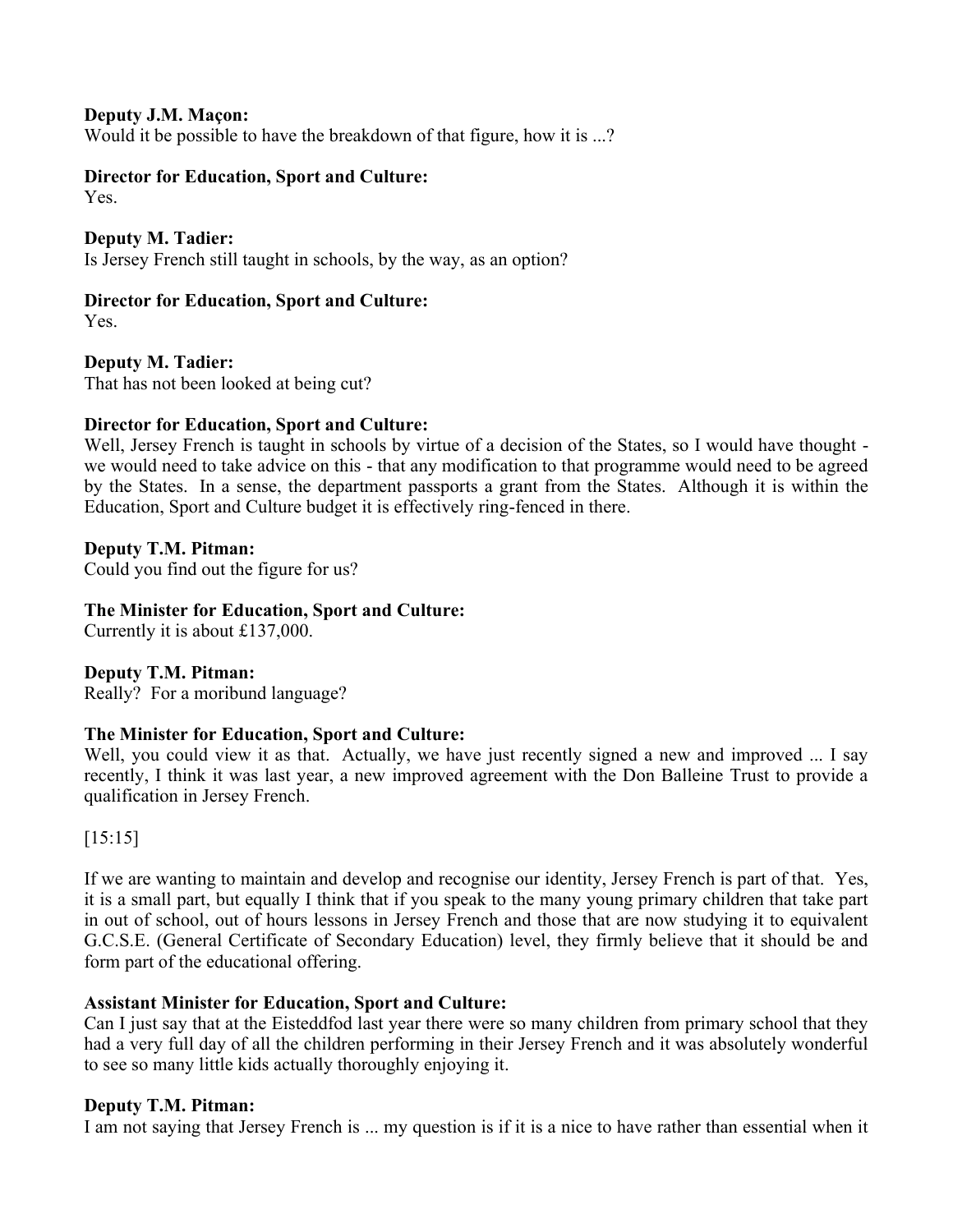**Deputy J.M. Maçon:**
Would it be possible to have the breakdown of that figure, how it is ...?

**Director for Education, Sport and Culture:**
Yes.

**Deputy M. Tadier:**
Is Jersey French still taught in schools, by the way, as an option?

**Director for Education, Sport and Culture:**
Yes.

**Deputy M. Tadier:**
That has not been looked at being cut?

**Director for Education, Sport and Culture:**
Well, Jersey French is taught in schools by virtue of a decision of the States, so I would have thought - we would need to take advice on this - that any modification to that programme would need to be agreed by the States. In a sense, the department passports a grant from the States. Although it is within the Education, Sport and Culture budget it is effectively ring-fenced in there.

**Deputy T.M. Pitman:**
Could you find out the figure for us?

**The Minister for Education, Sport and Culture:**
Currently it is about £137,000.

**Deputy T.M. Pitman:**
Really? For a moribund language?

**The Minister for Education, Sport and Culture:**
Well, you could view it as that. Actually, we have just recently signed a new and improved ... I say recently, I think it was last year, a new improved agreement with the Don Balleine Trust to provide a qualification in Jersey French.

[15:15]

If we are wanting to maintain and develop and recognise our identity, Jersey French is part of that. Yes, it is a small part, but equally I think that if you speak to the many young primary children that take part in out of school, out of hours lessons in Jersey French and those that are now studying it to equivalent G.C.S.E. (General Certificate of Secondary Education) level, they firmly believe that it should be and form part of the educational offering.

**Assistant Minister for Education, Sport and Culture:**
Can I just say that at the Eisteddfod last year there were so many children from primary school that they had a very full day of all the children performing in their Jersey French and it was absolutely wonderful to see so many little kids actually thoroughly enjoying it.

**Deputy T.M. Pitman:**
I am not saying that Jersey French is ... my question is if it is a nice to have rather than essential when it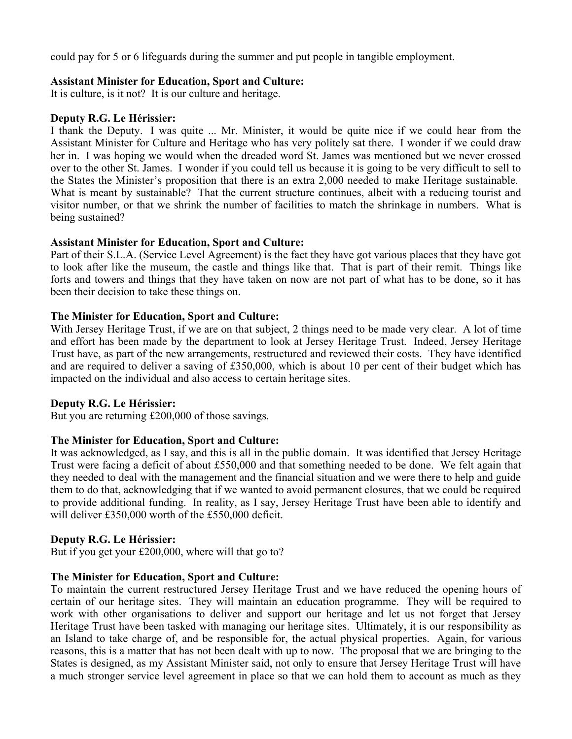could pay for 5 or 6 lifeguards during the summer and put people in tangible employment.

**Assistant Minister for Education, Sport and Culture:**
It is culture, is it not? It is our culture and heritage.

**Deputy R.G. Le Hérissier:**
I thank the Deputy. I was quite ... Mr. Minister, it would be quite nice if we could hear from the Assistant Minister for Culture and Heritage who has very politely sat there. I wonder if we could draw her in. I was hoping we would when the dreaded word St. James was mentioned but we never crossed over to the other St. James. I wonder if you could tell us because it is going to be very difficult to sell to the States the Minister's proposition that there is an extra 2,000 needed to make Heritage sustainable. What is meant by sustainable? That the current structure continues, albeit with a reducing tourist and visitor number, or that we shrink the number of facilities to match the shrinkage in numbers. What is being sustained?

**Assistant Minister for Education, Sport and Culture:**
Part of their S.L.A. (Service Level Agreement) is the fact they have got various places that they have got to look after like the museum, the castle and things like that. That is part of their remit. Things like forts and towers and things that they have taken on now are not part of what has to be done, so it has been their decision to take these things on.

**The Minister for Education, Sport and Culture:**
With Jersey Heritage Trust, if we are on that subject, 2 things need to be made very clear. A lot of time and effort has been made by the department to look at Jersey Heritage Trust. Indeed, Jersey Heritage Trust have, as part of the new arrangements, restructured and reviewed their costs. They have identified and are required to deliver a saving of £350,000, which is about 10 per cent of their budget which has impacted on the individual and also access to certain heritage sites.

**Deputy R.G. Le Hérissier:**
But you are returning £200,000 of those savings.

**The Minister for Education, Sport and Culture:**
It was acknowledged, as I say, and this is all in the public domain. It was identified that Jersey Heritage Trust were facing a deficit of about £550,000 and that something needed to be done. We felt again that they needed to deal with the management and the financial situation and we were there to help and guide them to do that, acknowledging that if we wanted to avoid permanent closures, that we could be required to provide additional funding. In reality, as I say, Jersey Heritage Trust have been able to identify and will deliver £350,000 worth of the £550,000 deficit.

**Deputy R.G. Le Hérissier:**
But if you get your £200,000, where will that go to?

**The Minister for Education, Sport and Culture:**
To maintain the current restructured Jersey Heritage Trust and we have reduced the opening hours of certain of our heritage sites. They will maintain an education programme. They will be required to work with other organisations to deliver and support our heritage and let us not forget that Jersey Heritage Trust have been tasked with managing our heritage sites. Ultimately, it is our responsibility as an Island to take charge of, and be responsible for, the actual physical properties. Again, for various reasons, this is a matter that has not been dealt with up to now. The proposal that we are bringing to the States is designed, as my Assistant Minister said, not only to ensure that Jersey Heritage Trust will have a much stronger service level agreement in place so that we can hold them to account as much as they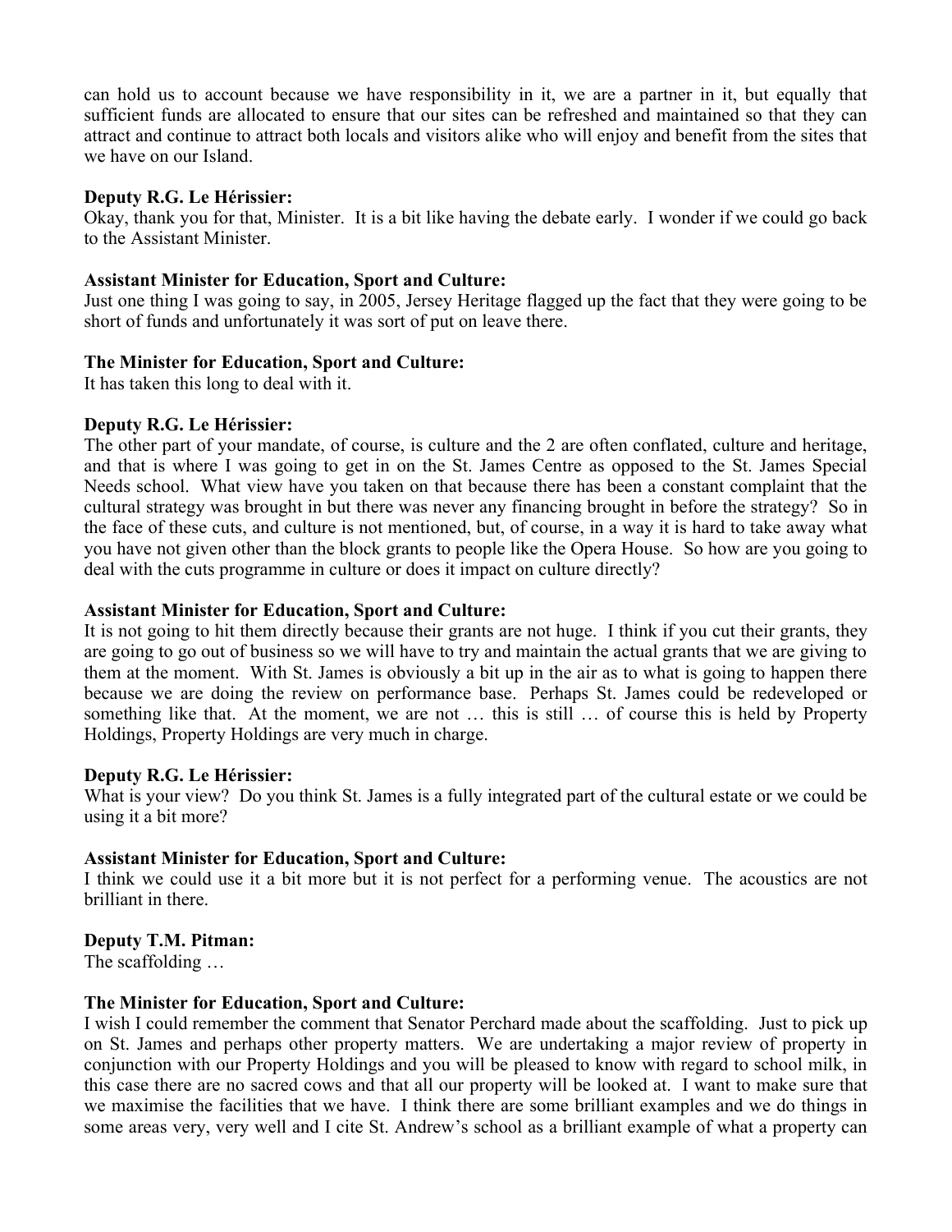can hold us to account because we have responsibility in it, we are a partner in it, but equally that sufficient funds are allocated to ensure that our sites can be refreshed and maintained so that they can attract and continue to attract both locals and visitors alike who will enjoy and benefit from the sites that we have on our Island.

**Deputy R.G. Le Hérissier:**
Okay, thank you for that, Minister. It is a bit like having the debate early. I wonder if we could go back to the Assistant Minister.

**Assistant Minister for Education, Sport and Culture:**
Just one thing I was going to say, in 2005, Jersey Heritage flagged up the fact that they were going to be short of funds and unfortunately it was sort of put on leave there.

**The Minister for Education, Sport and Culture:**
It has taken this long to deal with it.

**Deputy R.G. Le Hérissier:**
The other part of your mandate, of course, is culture and the 2 are often conflated, culture and heritage, and that is where I was going to get in on the St. James Centre as opposed to the St. James Special Needs school. What view have you taken on that because there has been a constant complaint that the cultural strategy was brought in but there was never any financing brought in before the strategy? So in the face of these cuts, and culture is not mentioned, but, of course, in a way it is hard to take away what you have not given other than the block grants to people like the Opera House. So how are you going to deal with the cuts programme in culture or does it impact on culture directly?

**Assistant Minister for Education, Sport and Culture:**
It is not going to hit them directly because their grants are not huge. I think if you cut their grants, they are going to go out of business so we will have to try and maintain the actual grants that we are giving to them at the moment. With St. James is obviously a bit up in the air as to what is going to happen there because we are doing the review on performance base. Perhaps St. James could be redeveloped or something like that. At the moment, we are not … this is still … of course this is held by Property Holdings, Property Holdings are very much in charge.

**Deputy R.G. Le Hérissier:**
What is your view? Do you think St. James is a fully integrated part of the cultural estate or we could be using it a bit more?

**Assistant Minister for Education, Sport and Culture:**
I think we could use it a bit more but it is not perfect for a performing venue. The acoustics are not brilliant in there.

**Deputy T.M. Pitman:**
The scaffolding …

**The Minister for Education, Sport and Culture:**
I wish I could remember the comment that Senator Perchard made about the scaffolding. Just to pick up on St. James and perhaps other property matters. We are undertaking a major review of property in conjunction with our Property Holdings and you will be pleased to know with regard to school milk, in this case there are no sacred cows and that all our property will be looked at. I want to make sure that we maximise the facilities that we have. I think there are some brilliant examples and we do things in some areas very, very well and I cite St. Andrew's school as a brilliant example of what a property can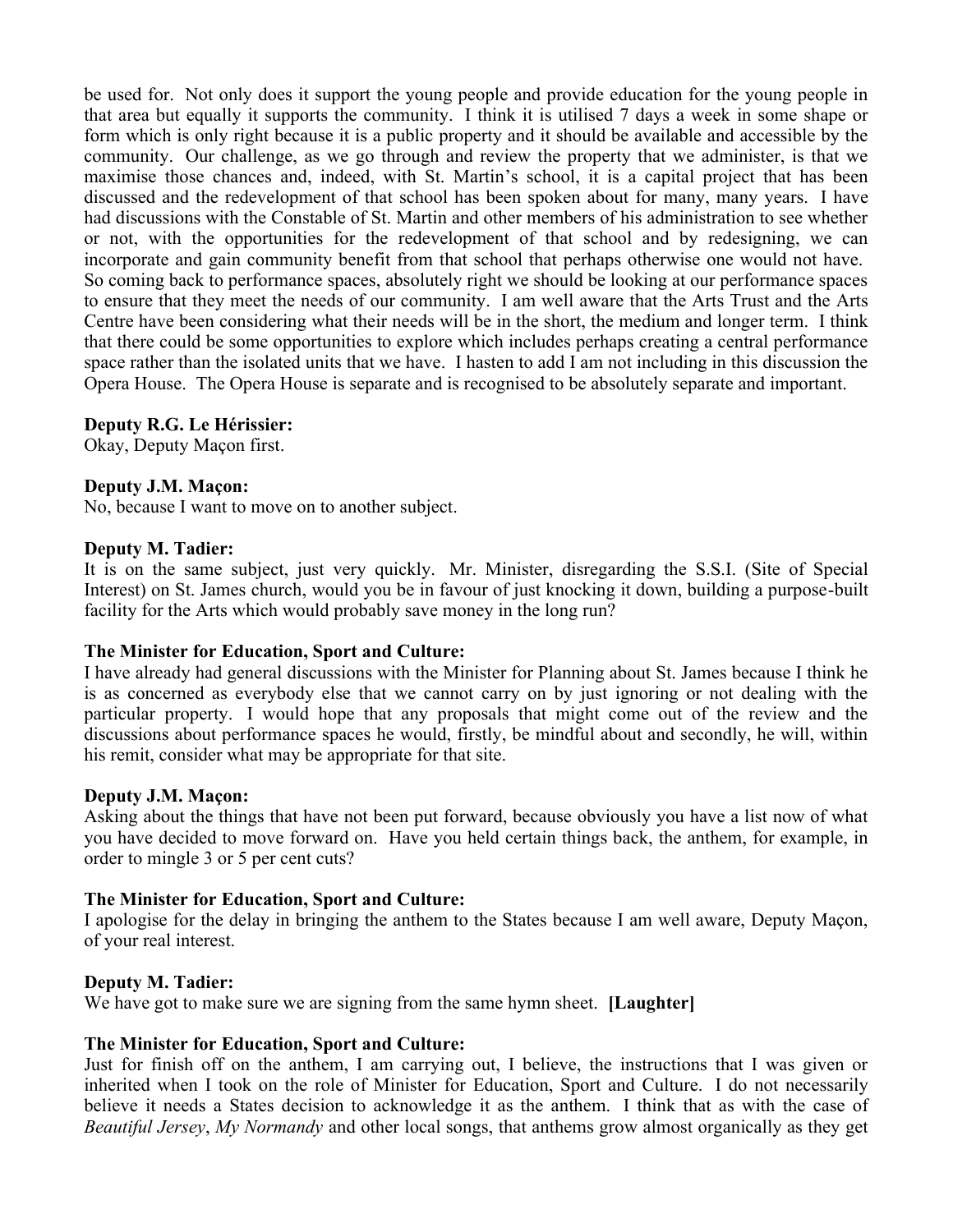be used for. Not only does it support the young people and provide education for the young people in that area but equally it supports the community. I think it is utilised 7 days a week in some shape or form which is only right because it is a public property and it should be available and accessible by the community. Our challenge, as we go through and review the property that we administer, is that we maximise those chances and, indeed, with St. Martin's school, it is a capital project that has been discussed and the redevelopment of that school has been spoken about for many, many years. I have had discussions with the Constable of St. Martin and other members of his administration to see whether or not, with the opportunities for the redevelopment of that school and by redesigning, we can incorporate and gain community benefit from that school that perhaps otherwise one would not have. So coming back to performance spaces, absolutely right we should be looking at our performance spaces to ensure that they meet the needs of our community. I am well aware that the Arts Trust and the Arts Centre have been considering what their needs will be in the short, the medium and longer term. I think that there could be some opportunities to explore which includes perhaps creating a central performance space rather than the isolated units that we have. I hasten to add I am not including in this discussion the Opera House. The Opera House is separate and is recognised to be absolutely separate and important.

**Deputy R.G. Le Hérissier:**
Okay, Deputy Maçon first.

**Deputy J.M. Maçon:**
No, because I want to move on to another subject.

**Deputy M. Tadier:**
It is on the same subject, just very quickly. Mr. Minister, disregarding the S.S.I. (Site of Special Interest) on St. James church, would you be in favour of just knocking it down, building a purpose-built facility for the Arts which would probably save money in the long run?

**The Minister for Education, Sport and Culture:**
I have already had general discussions with the Minister for Planning about St. James because I think he is as concerned as everybody else that we cannot carry on by just ignoring or not dealing with the particular property. I would hope that any proposals that might come out of the review and the discussions about performance spaces he would, firstly, be mindful about and secondly, he will, within his remit, consider what may be appropriate for that site.

**Deputy J.M. Maçon:**
Asking about the things that have not been put forward, because obviously you have a list now of what you have decided to move forward on. Have you held certain things back, the anthem, for example, in order to mingle 3 or 5 per cent cuts?

**The Minister for Education, Sport and Culture:**
I apologise for the delay in bringing the anthem to the States because I am well aware, Deputy Maçon, of your real interest.

**Deputy M. Tadier:**
We have got to make sure we are signing from the same hymn sheet. **[Laughter]**

**The Minister for Education, Sport and Culture:**
Just for finish off on the anthem, I am carrying out, I believe, the instructions that I was given or inherited when I took on the role of Minister for Education, Sport and Culture. I do not necessarily believe it needs a States decision to acknowledge it as the anthem. I think that as with the case of *Beautiful Jersey*, *My Normandy* and other local songs, that anthems grow almost organically as they get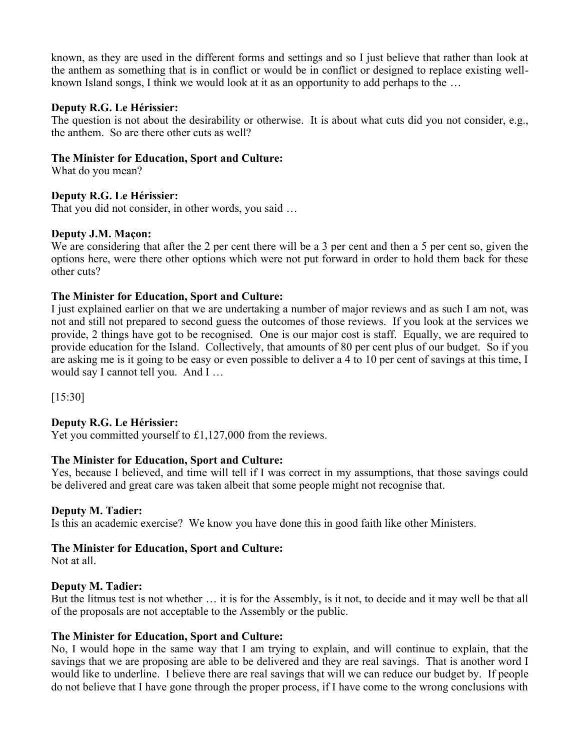known, as they are used in the different forms and settings and so I just believe that rather than look at the anthem as something that is in conflict or would be in conflict or designed to replace existing well-known Island songs, I think we would look at it as an opportunity to add perhaps to the …

**Deputy R.G. Le Hérissier:**
The question is not about the desirability or otherwise. It is about what cuts did you not consider, e.g., the anthem. So are there other cuts as well?

**The Minister for Education, Sport and Culture:**
What do you mean?

**Deputy R.G. Le Hérissier:**
That you did not consider, in other words, you said …

**Deputy J.M. Maçon:**
We are considering that after the 2 per cent there will be a 3 per cent and then a 5 per cent so, given the options here, were there other options which were not put forward in order to hold them back for these other cuts?

**The Minister for Education, Sport and Culture:**
I just explained earlier on that we are undertaking a number of major reviews and as such I am not, was not and still not prepared to second guess the outcomes of those reviews. If you look at the services we provide, 2 things have got to be recognised. One is our major cost is staff. Equally, we are required to provide education for the Island. Collectively, that amounts of 80 per cent plus of our budget. So if you are asking me is it going to be easy or even possible to deliver a 4 to 10 per cent of savings at this time, I would say I cannot tell you. And I …

[15:30]

**Deputy R.G. Le Hérissier:**
Yet you committed yourself to £1,127,000 from the reviews.

**The Minister for Education, Sport and Culture:**
Yes, because I believed, and time will tell if I was correct in my assumptions, that those savings could be delivered and great care was taken albeit that some people might not recognise that.

**Deputy M. Tadier:**
Is this an academic exercise? We know you have done this in good faith like other Ministers.

**The Minister for Education, Sport and Culture:**
Not at all.

**Deputy M. Tadier:**
But the litmus test is not whether … it is for the Assembly, is it not, to decide and it may well be that all of the proposals are not acceptable to the Assembly or the public.

**The Minister for Education, Sport and Culture:**
No, I would hope in the same way that I am trying to explain, and will continue to explain, that the savings that we are proposing are able to be delivered and they are real savings. That is another word I would like to underline. I believe there are real savings that will we can reduce our budget by. If people do not believe that I have gone through the proper process, if I have come to the wrong conclusions with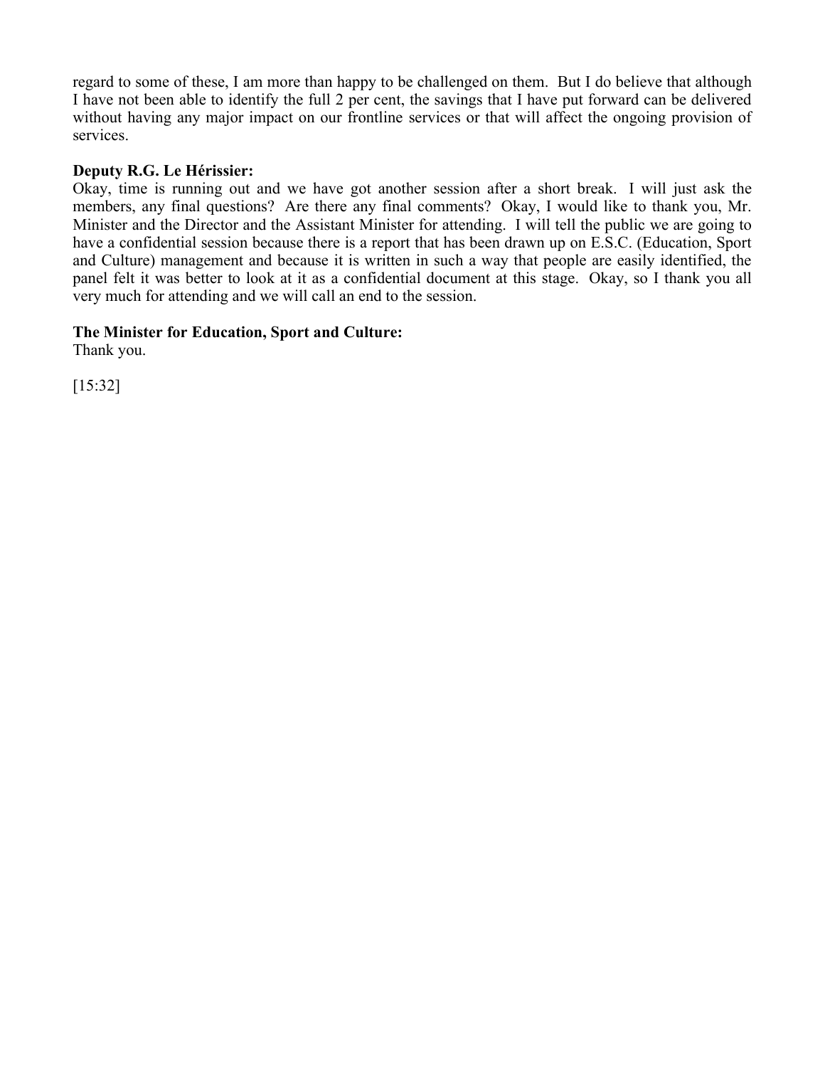regard to some of these, I am more than happy to be challenged on them. But I do believe that although I have not been able to identify the full 2 per cent, the savings that I have put forward can be delivered without having any major impact on our frontline services or that will affect the ongoing provision of services.

**Deputy R.G. Le Hérissier:**
Okay, time is running out and we have got another session after a short break. I will just ask the members, any final questions? Are there any final comments? Okay, I would like to thank you, Mr. Minister and the Director and the Assistant Minister for attending. I will tell the public we are going to have a confidential session because there is a report that has been drawn up on E.S.C. (Education, Sport and Culture) management and because it is written in such a way that people are easily identified, the panel felt it was better to look at it as a confidential document at this stage. Okay, so I thank you all very much for attending and we will call an end to the session.

**The Minister for Education, Sport and Culture:**
Thank you.

[15:32]